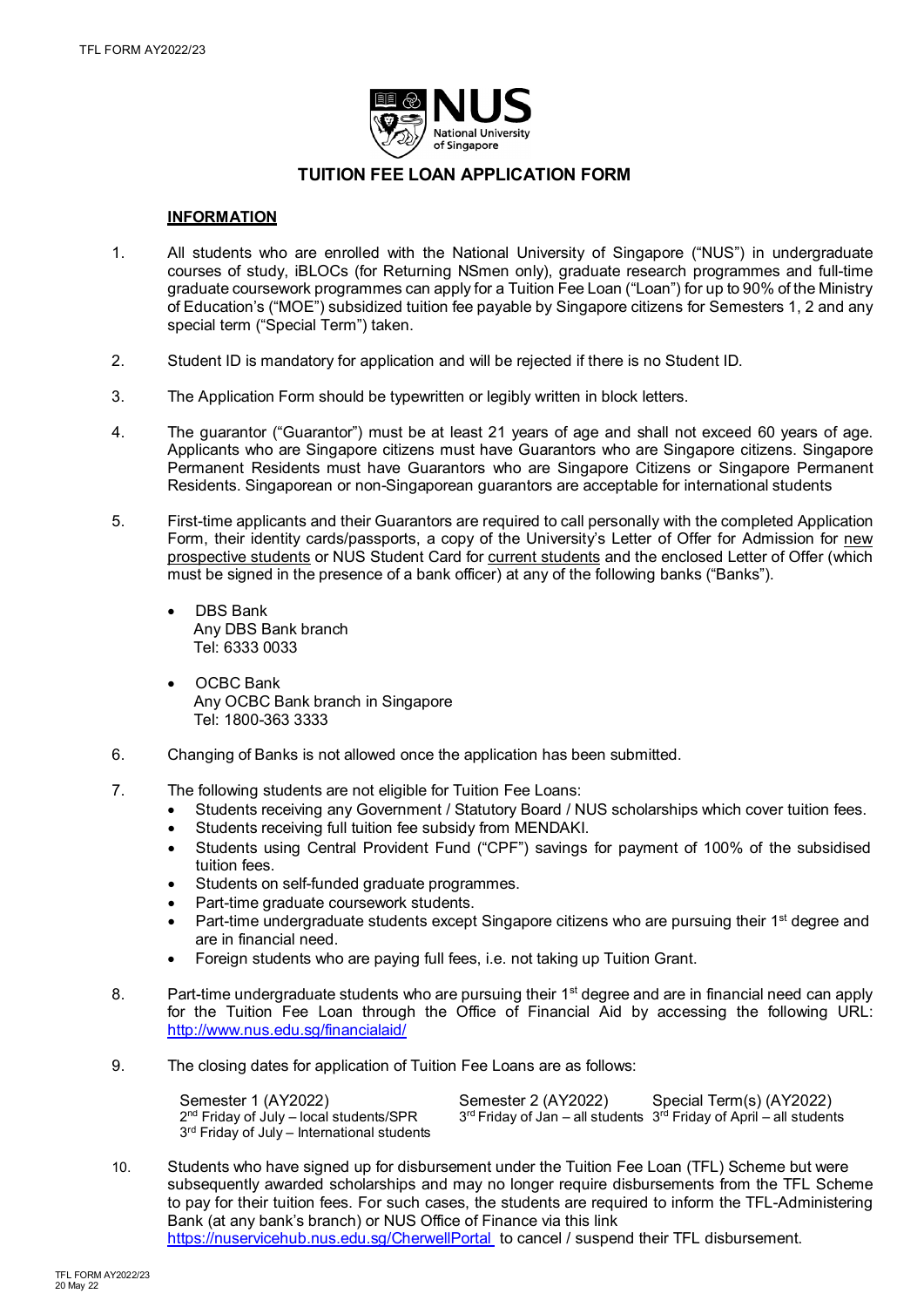# TUITION FEE LOAN APPLICATION FORM

## INFORMATION

1. All students who are enrolled with the National University of Singapore ("NUS") in undergraduate courses of study, iBLOCs (for Returning NSmen only), graduate research programmes and full-time graduate coursework programmes can apply for a Tuition Fee Loan ("Loan") for up to 90% of the Ministry of Education's ("MOE") subsidized tuition fee payable by Singapore citizens for Semesters 1, 2 and any special term ("Special Term") taken.

2. Student ID is mandatory for application and will be rejected if there is no Student ID.

3. The Application Form should be typewritten or legibly written in block letters.

4. The guarantor ("Guarantor") must be at least 21 years of age and shall not exceed 60 years of age. Applicants who are Singapore citizens must have Guarantors who are Singapore citizens. Singapore Permanent Residents must have Guarantors who are Singapore Citizens or Singapore Permanent Residents. Singaporean or non-Singaporean guarantors are acceptable for international students

5. First-time applicants and their Guarantors are required to call personally with the completed Application Form, their identity cards/passports, a copy of the University's Letter of Offer for Admission for new prospective students or NUS Student Card for current students and the enclosed Letter of Offer (which must be signed in the presence of a bank officer) at any of the following banks ("Banks").

   - DBS Bank
     Any DBS Bank branch
     Tel: 6333 0033

   - OCBC Bank
     Any OCBC Bank branch in Singapore
     Tel: 1800-363 3333

6. Changing of Banks is not allowed once the application has been submitted.

7. The following students are not eligible for Tuition Fee Loans:
   - Students receiving any Government / Statutory Board / NUS scholarships which cover tuition fees.
   - Students receiving full tuition fee subsidy from MENDAKI.
   - Students using Central Provident Fund ("CPF") savings for payment of 100% of the subsidised tuition fees.
   - Students on self-funded graduate programmes.
   - Part-time graduate coursework students.
   - Part-time undergraduate students except Singapore citizens who are pursuing their 1st degree and are in financial need.
   - Foreign students who are paying full fees, i.e. not taking up Tuition Grant.

8. Part-time undergraduate students who are pursuing their 1st degree and are in financial need can apply for the Tuition Fee Loan through the Office of Financial Aid by accessing the following URL: http://www.nus.edu.sg/financialaid/

9. The closing dates for application of Tuition Fee Loans are as follows:

| Semester 1 (AY2022) | Semester 2 (AY2022) | Special Term(s) (AY2022) |
|---|---|---|
| 2nd Friday of July – local students/SPR<br>3rd Friday of July – International students | 3rd Friday of Jan – all students | 3rd Friday of April – all students |

10. Students who have signed up for disbursement under the Tuition Fee Loan (TFL) Scheme but were subsequently awarded scholarships and may no longer require disbursements from the TFL Scheme to pay for their tuition fees. For such cases, the students are required to inform the TFL-Administering Bank (at any bank's branch) or NUS Office of Finance via this link https://nuservicehub.nus.edu.sg/CherwellPortal to cancel / suspend their TFL disbursement.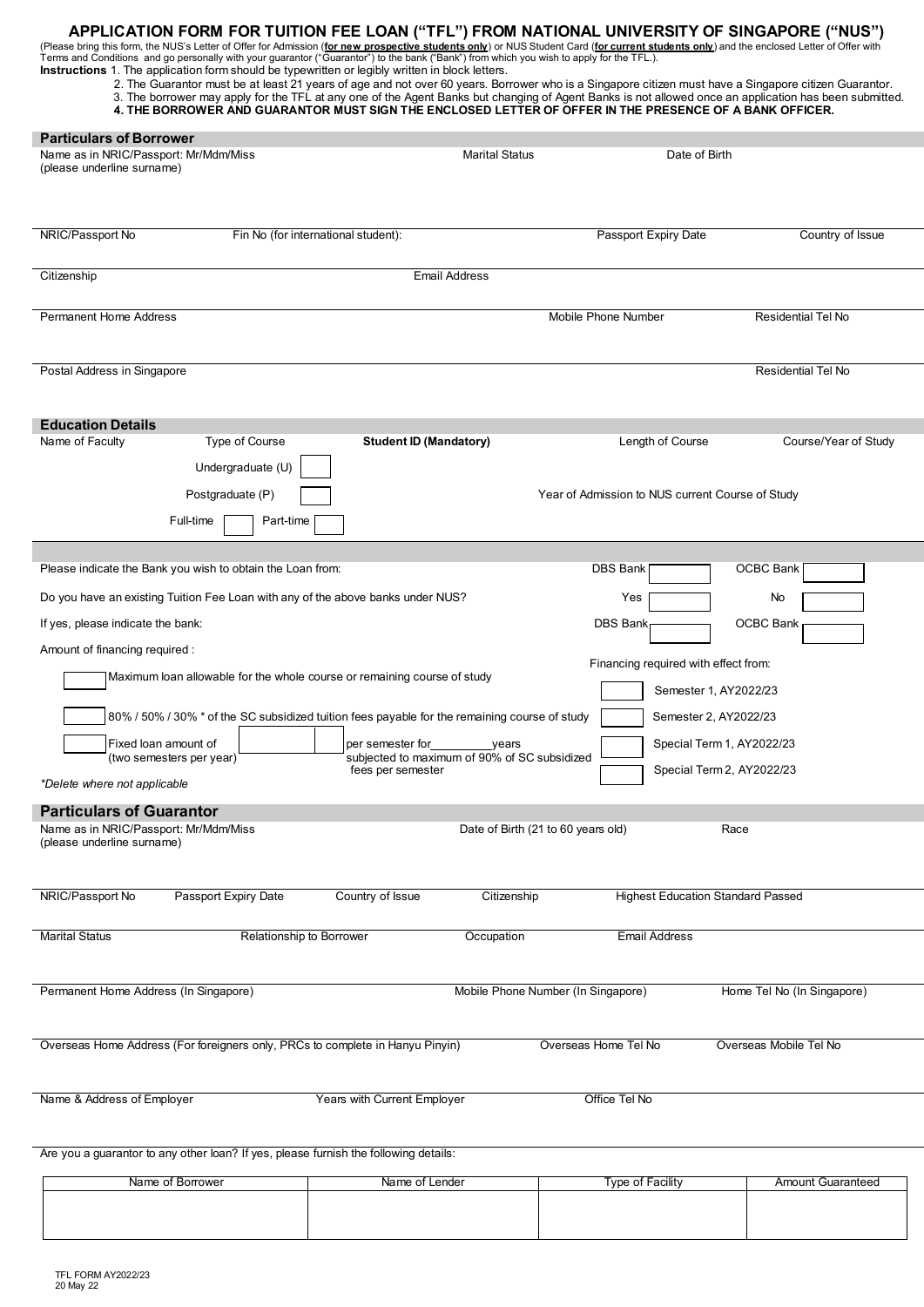# APPLICATION FORM FOR TUITION FEE LOAN ("TFL") FROM NATIONAL UNIVERSITY OF SINGAPORE ("NUS")

(Please bring this form, the NUS's Letter of Offer for Admission (**for new prospective students only**) or NUS Student Card (**for current students only**) and the enclosed Letter of Offer with Terms and Conditions and go personally with your guarantor ("Guarantor") to the bank ("Bank") from which you wish to apply for the TFL.).

**Instructions** 1. The application form should be typewritten or legibly written in block letters.

2. The Guarantor must be at least 21 years of age and not over 60 years. Borrower who is a Singapore citizen must have a Singapore citizen Guarantor.

3. The borrower may apply for the TFL at any one of the Agent Banks but changing of Agent Banks is not allowed once an application has been submitted.

**4. THE BORROWER AND GUARANTOR MUST SIGN THE ENCLOSED LETTER OF OFFER IN THE PRESENCE OF A BANK OFFICER.**

## Particulars of Borrower

Name as in NRIC/Passport: Mr/Mdm/Miss (please underline surname) | Marital Status | Date of Birth

NRIC/Passport No | Fin No (for international student): | Passport Expiry Date | Country of Issue

Citizenship | Email Address

Permanent Home Address | Mobile Phone Number | Residential Tel No

Postal Address in Singapore | Residential Tel No

## Education Details

Name of Faculty | Type of Course | **Student ID (Mandatory)** | Length of Course | Course/Year of Study

Undergraduate (U) ☐

Postgraduate (P) ☐ | Year of Admission to NUS current Course of Study

Full-time ☐ Part-time ☐

---

Please indicate the Bank you wish to obtain the Loan from: DBS Bank ☐ OCBC Bank ☐

Do you have an existing Tuition Fee Loan with any of the above banks under NUS? Yes ☐ No ☐

If yes, please indicate the bank: DBS Bank ☐ OCBC Bank ☐

Amount of financing required :

☐ Maximum loan allowable for the whole course or remaining course of study

☐ 80% / 50% / 30% * of the SC subsidized tuition fees payable for the remaining course of study

☐ Fixed loan amount of (two semesters per year) ☐ per semester for_________years subjected to maximum of 90% of SC subsidized fees per semester

*Delete where not applicable*

Financing required with effect from:

☐ Semester 1, AY2022/23

☐ Semester 2, AY2022/23

☐ Special Term 1, AY2022/23

☐ Special Term 2, AY2022/23

## Particulars of Guarantor

Name as in NRIC/Passport: Mr/Mdm/Miss (please underline surname) | Date of Birth (21 to 60 years old) | Race

NRIC/Passport No | Passport Expiry Date | Country of Issue | Citizenship | Highest Education Standard Passed

Marital Status | Relationship to Borrower | Occupation | Email Address

Permanent Home Address (In Singapore) | Mobile Phone Number (In Singapore) | Home Tel No (In Singapore)

Overseas Home Address (For foreigners only, PRCs to complete in Hanyu Pinyin) | Overseas Home Tel No | Overseas Mobile Tel No

Name & Address of Employer | Years with Current Employer | Office Tel No

Are you a guarantor to any other loan? If yes, please furnish the following details:

| Name of Borrower | Name of Lender | Type of Facility | Amount Guaranteed |
|---|---|---|---|
| | | | |

TFL FORM AY2022/23
20 May 22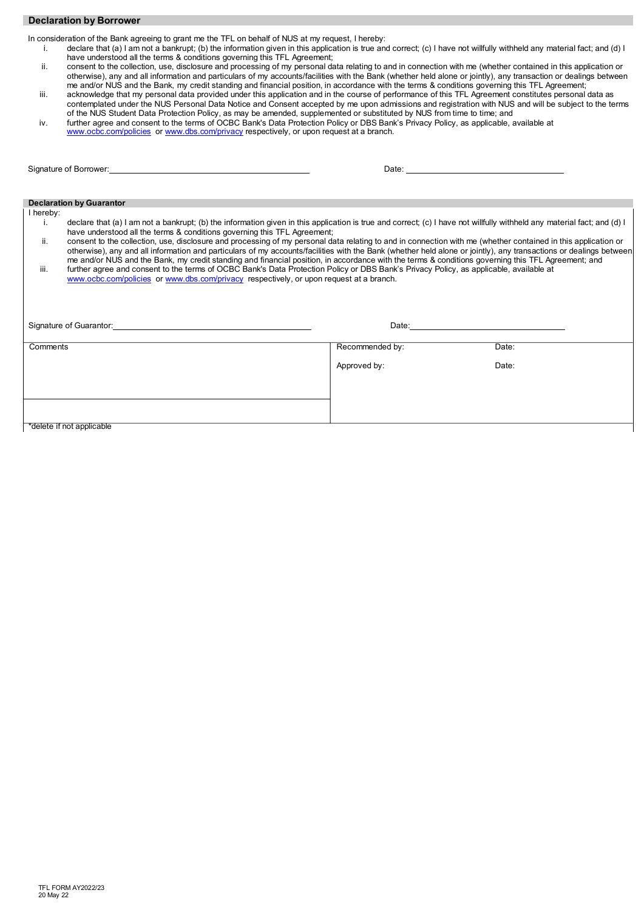## Declaration by Borrower

In consideration of the Bank agreeing to grant me the TFL on behalf of NUS at my request, I hereby:

i. declare that (a) I am not a bankrupt; (b) the information given in this application is true and correct; (c) I have not willfully withheld any material fact; and (d) I have understood all the terms & conditions governing this TFL Agreement;

ii. consent to the collection, use, disclosure and processing of my personal data relating to and in connection with me (whether contained in this application or otherwise), any and all information and particulars of my accounts/facilities with the Bank (whether held alone or jointly), any transaction or dealings between me and/or NUS and the Bank, my credit standing and financial position, in accordance with the terms & conditions governing this TFL Agreement;

iii. acknowledge that my personal data provided under this application and in the course of performance of this TFL Agreement constitutes personal data as contemplated under the NUS Personal Data Notice and Consent accepted by me upon admissions and registration with NUS and will be subject to the terms of the NUS Student Data Protection Policy, as may be amended, supplemented or substituted by NUS from time to time; and

iv. further agree and consent to the terms of OCBC Bank's Data Protection Policy or DBS Bank's Privacy Policy, as applicable, available at www.ocbc.com/policies or www.dbs.com/privacy respectively, or upon request at a branch.

Signature of Borrower: ______________________ Date: ______________________

## Declaration by Guarantor

I hereby:

i. declare that (a) I am not a bankrupt; (b) the information given in this application is true and correct; (c) I have not willfully withheld any material fact; and (d) I have understood all the terms & conditions governing this TFL Agreement;

ii. consent to the collection, use, disclosure and processing of my personal data relating to and in connection with me (whether contained in this application or otherwise), any and all information and particulars of my accounts/facilities with the Bank (whether held alone or jointly), any transactions or dealings between me and/or NUS and the Bank, my credit standing and financial position, in accordance with the terms & conditions governing this TFL Agreement; and

iii. further agree and consent to the terms of OCBC Bank's Data Protection Policy or DBS Bank's Privacy Policy, as applicable, available at www.ocbc.com/policies or www.dbs.com/privacy respectively, or upon request at a branch.

Signature of Guarantor: ______________________ Date: ______________________

| Comments | Recommended by: | Date: |
|---|---|---|
| | Approved by: | Date: |

*delete if not applicable

TFL FORM AY2022/23
20 May 22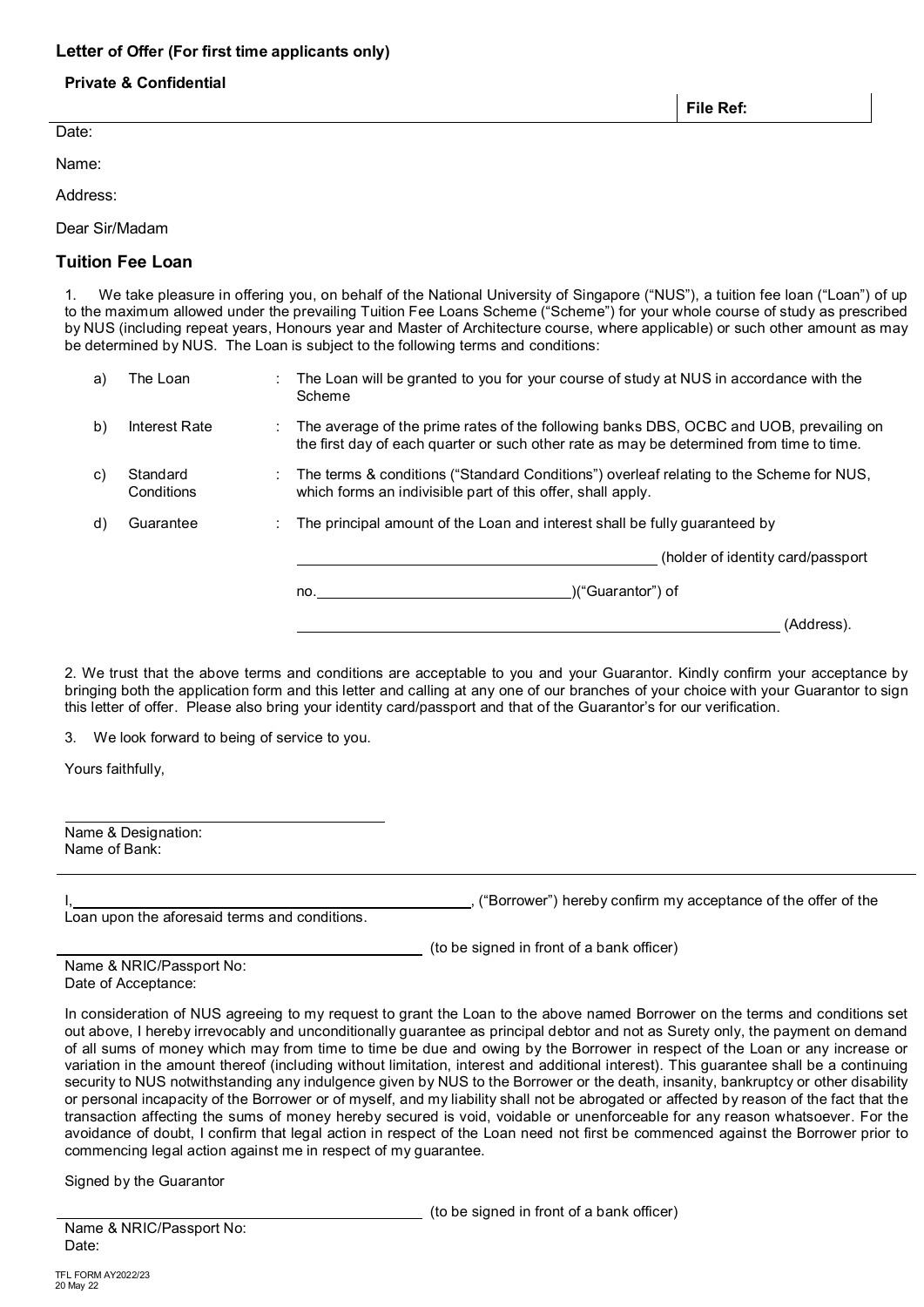**Letter of Offer (For first time applicants only)**

**Private & Confidential**

| | **File Ref:** |
|---|---|

Date:

Name:

Address:

Dear Sir/Madam

## Tuition Fee Loan

1. We take pleasure in offering you, on behalf of the National University of Singapore ("NUS"), a tuition fee loan ("Loan") of up to the maximum allowed under the prevailing Tuition Fee Loans Scheme ("Scheme") for your whole course of study as prescribed by NUS (including repeat years, Honours year and Master of Architecture course, where applicable) or such other amount as may be determined by NUS. The Loan is subject to the following terms and conditions:

| | | | |
|---|---|---|---|
| a) | The Loan | : | The Loan will be granted to you for your course of study at NUS in accordance with the Scheme |
| b) | Interest Rate | : | The average of the prime rates of the following banks DBS, OCBC and UOB, prevailing on the first day of each quarter or such other rate as may be determined from time to time. |
| c) | Standard Conditions | : | The terms & conditions ("Standard Conditions") overleaf relating to the Scheme for NUS, which forms an indivisible part of this offer, shall apply. |
| d) | Guarantee | : | The principal amount of the Loan and interest shall be fully guaranteed by ____________________ (holder of identity card/passport no. ____________________)("Guarantor") of ____________________ (Address). |

2. We trust that the above terms and conditions are acceptable to you and your Guarantor. Kindly confirm your acceptance by bringing both the application form and this letter and calling at any one of our branches of your choice with your Guarantor to sign this letter of offer. Please also bring your identity card/passport and that of the Guarantor's for our verification.

3. We look forward to being of service to you.

Yours faithfully,

____________________

Name & Designation:
Name of Bank:

---

I, ____________________, ("Borrower") hereby confirm my acceptance of the offer of the Loan upon the aforesaid terms and conditions.

____________________ (to be signed in front of a bank officer)

Name & NRIC/Passport No:
Date of Acceptance:

In consideration of NUS agreeing to my request to grant the Loan to the above named Borrower on the terms and conditions set out above, I hereby irrevocably and unconditionally guarantee as principal debtor and not as Surety only, the payment on demand of all sums of money which may from time to time be due and owing by the Borrower in respect of the Loan or any increase or variation in the amount thereof (including without limitation, interest and additional interest). This guarantee shall be a continuing security to NUS notwithstanding any indulgence given by NUS to the Borrower or the death, insanity, bankruptcy or other disability or personal incapacity of the Borrower or of myself, and my liability shall not be abrogated or affected by reason of the fact that the transaction affecting the sums of money hereby secured is void, voidable or unenforceable for any reason whatsoever. For the avoidance of doubt, I confirm that legal action in respect of the Loan need not first be commenced against the Borrower prior to commencing legal action against me in respect of my guarantee.

Signed by the Guarantor

____________________ (to be signed in front of a bank officer)

Name & NRIC/Passport No:
Date:

TFL FORM AY2022/23
20 May 22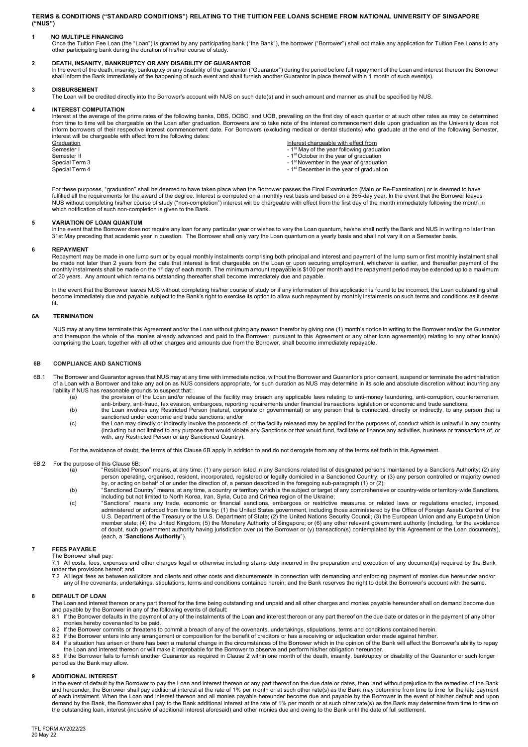**TERMS & CONDITIONS ("STANDARD CONDITIONS") RELATING TO THE TUITION FEE LOANS SCHEME FROM NATIONAL UNIVERSITY OF SINGAPORE ("NUS")**

**1 NO MULTIPLE FINANCING**

Once the Tuition Fee Loan (the "Loan") is granted by any participating bank ("the Bank"), the borrower ("Borrower") shall not make any application for Tuition Fee Loans to any other participating bank during the duration of his/her course of study.

**2 DEATH, INSANITY, BANKRUPTCY OR ANY DISABILITY OF GUARANTOR**

In the event of the death, insanity, bankruptcy or any disability of the guarantor ("Guarantor") during the period before full repayment of the Loan and interest thereon the Borrower shall inform the Bank immediately of the happening of such event and shall furnish another Guarantor in place thereof within 1 month of such event(s).

**3 DISBURSEMENT**

The Loan will be credited directly into the Borrower's account with NUS on such date(s) and in such amount and manner as shall be specified by NUS.

**4 INTEREST COMPUTATION**

Interest at the average of the prime rates of the following banks, DBS, OCBC, and UOB, prevailing on the first day of each quarter or at such other rates as may be determined from time to time will be chargeable on the Loan after graduation. Borrowers are to take note of the interest commencement date upon graduation as the University does not inform borrowers of their respective interest commencement date. For Borrowers (excluding medical or dental students) who graduate at the end of the following Semester, interest will be chargeable with effect from the following dates:

| Graduation | Interest chargeable with effect from |
|---|---|
| Semester I | - 1st May of the year following graduation |
| Semester II | - 1st October in the year of graduation |
| Special Term 3 | - 1st November in the year of graduation |
| Special Term 4 | - 1st December in the year of graduation |

For these purposes, "graduation" shall be deemed to have taken place when the Borrower passes the Final Examination (Main or Re-Examination) or is deemed to have fulfilled all the requirements for the award of the degree. Interest is computed on a monthly rest basis and based on a 365-day year. In the event that the Borrower leaves NUS without completing his/her course of study ("non-completion") interest will be chargeable with effect from the first day of the month immediately following the month in which notification of such non-completion is given to the Bank.

**5 VARIATION OF LOAN QUANTUM**

In the event that the Borrower does not require any loan for any particular year or wishes to vary the Loan quantum, he/she shall notify the Bank and NUS in writing no later than 31st May preceding that academic year in question. The Borrower shall only vary the Loan quantum on a yearly basis and shall not vary it on a Semester basis.

**6 REPAYMENT**

Repayment may be made in one lump sum or by equal monthly instalments comprising both principal and interest and payment of the lump sum or first monthly instalment shall be made not later than 2 years from the date that interest is first chargeable on the Loan <u>or</u> upon securing employment, whichever is earlier, and thereafter payment of the monthly instalments shall be made on the 1st day of each month. The minimum amount repayable is $100 per month and the repayment period may be extended up to a maximum of 20 years. Any amount which remains outstanding thereafter shall become immediately due and payable.

In the event that the Borrower leaves NUS without completing his/her course of study or if any information of this application is found to be incorrect, the Loan outstanding shall become immediately due and payable, subject to the Bank's right to exercise its option to allow such repayment by monthly instalments on such terms and conditions as it deems fit.

**6A TERMINATION**

NUS may at any time terminate this Agreement and/or the Loan without giving any reason therefor by giving one (1) month's notice in writing to the Borrower and/or the Guarantor and thereupon the whole of the monies already advanced and paid to the Borrower, pursuant to this Agreement or any other loan agreement(s) relating to any other loan(s) comprising the Loan, together with all other charges and amounts due from the Borrower, shall become immediately repayable.

**6B COMPLIANCE AND SANCTIONS**

6B.1 The Borrower and Guarantor agrees that NUS may at any time with immediate notice, without the Borrower and Guarantor's prior consent, suspend or terminate the administration of a Loan with a Borrower and take any action as NUS considers appropriate, for such duration as NUS may determine in its sole and absolute discretion without incurring any liability if NUS has reasonable grounds to suspect that:

(a) the provision of the Loan and/or release of the facility may breach any applicable laws relating to anti-money laundering, anti-corruption, counterterrorism, anti-bribery, anti-fraud, tax evasion, embargoes, reporting requirements under financial transactions legislation or economic and trade sanctions;

(b) the Loan involves any Restricted Person (natural, corporate or governmental) or any person that is connected, directly or indirectly, to any person that is sanctioned under economic and trade sanctions; and/or

(c) the Loan may directly or indirectly involve the proceeds of, or the facility released may be applied for the purposes of, conduct which is unlawful in any country (including but not limited to any purpose that would violate any Sanctions or that would fund, facilitate or finance any activities, business or transactions of, or with, any Restricted Person or any Sanctioned Country).

For the avoidance of doubt, the terms of this Clause 6B apply in addition to and do not derogate from any of the terms set forth in this Agreement.

6B.2 For the purpose of this Clause 6B:

(a) "Restricted Person" means, at any time: (1) any person listed in any Sanctions related list of designated persons maintained by a Sanctions Authority; (2) any person operating, organised, resident, incorporated, registered or legally domiciled in a Sanctioned Country; or (3) any person controlled or majority owned by, or acting on behalf of or under the direction of, a person described in the foregoing sub-paragraph (1) or (2);

(b) "Sanctioned Country" means, at any time, a country or territory which is the subject or target of any comprehensive or country-wide or territory-wide Sanctions, including but not limited to North Korea, Iran, Syria, Cuba and Crimea region of the Ukraine;

(c) "Sanctions" means any trade, economic or financial sanctions, embargoes or restrictive measures or related laws or regulations enacted, imposed, administered or enforced from time to time by: (1) the United States government, including those administered by the Office of Foreign Assets Control of the U.S. Department of the Treasury or the U.S. Department of State; (2) the United Nations Security Council; (3) the European Union and any European Union member state; (4) the United Kingdom; (5) the Monetary Authority of Singapore; or (6) any other relevant government authority (including, for the avoidance of doubt, such government authority having jurisdiction over (x) the Borrower or (y) transaction(s) contemplated by this Agreement or the Loan documents), (each, a "**Sanctions Authority**").

**7 FEES PAYABLE**

The Borrower shall pay:

7.1 All costs, fees, expenses and other charges legal or otherwise including stamp duty incurred in the preparation and execution of any document(s) required by the Bank under the provisions hereof; and

7.2 All legal fees as between solicitors and clients and other costs and disbursements in connection with demanding and enforcing payment of monies due hereunder and/or any of the covenants, undertakings, stipulations, terms and conditions contained herein; and the Bank reserves the right to debit the Borrower's account with the same.

**8 DEFAULT OF LOAN**

The Loan and interest thereon or any part thereof for the time being outstanding and unpaid and all other charges and monies payable hereunder shall on demand become due and payable by the Borrower in any of the following events of default:

8.1 If the Borrower defaults in the payment of any of the instalments of the Loan and interest thereon or any part thereof on the due date or dates or in the payment of any other monies hereby covenanted to be paid.

8.2 If the Borrower commits or threatens to commit a breach of any of the covenants, undertakings, stipulations, terms and conditions contained herein.

8.3 If the Borrower enters into any arrangement or composition for the benefit of creditors or has a receiving or adjudication order made against him/her.

8.4 If a situation has arisen or there has been a material change in the circumstances of the Borrower which in the opinion of the Bank will affect the Borrower's ability to repay the Loan and interest thereon or will make it improbable for the Borrower to observe and perform his/her obligation hereunder.

8.5 If the Borrower fails to furnish another Guarantor as required in Clause 2 within one month of the death, insanity, bankruptcy or disability of the Guarantor or such longer period as the Bank may allow.

**9 ADDITIONAL INTEREST**

In the event of default by the Borrower to pay the Loan and interest thereon or any part thereof on the due date or dates, then, and without prejudice to the remedies of the Bank and hereunder, the Borrower shall pay additional interest at the rate of 1% per month or at such other rate(s) as the Bank may determine from time to time for the late payment of each instalment. When the Loan and interest thereon and all monies payable hereunder become due and payable by the Borrower in the event of his/her default and upon demand by the Bank, the Borrower shall pay to the Bank additional interest at the rate of 1% per month or at such other rate(s) as the Bank may determine from time to time on the outstanding loan, interest (inclusive of additional interest aforesaid) and other monies due and owing to the Bank until the date of full settlement.

TFL FORM AY2022/23
20 May 22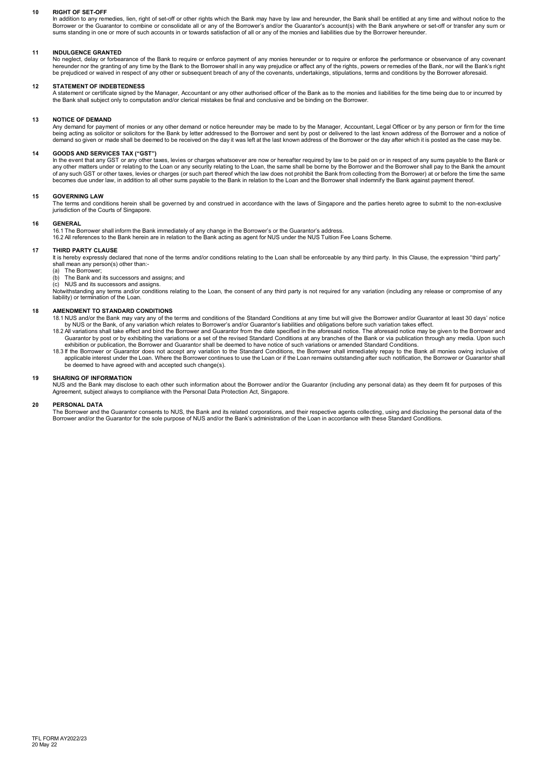## 10 RIGHT OF SET-OFF

In addition to any remedies, lien, right of set-off or other rights which the Bank may have by law and hereunder, the Bank shall be entitled at any time and without notice to the Borrower or the Guarantor to combine or consolidate all or any of the Borrower's and/or the Guarantor's account(s) with the Bank anywhere or set-off or transfer any sum or sums standing in one or more of such accounts in or towards satisfaction of all or any of the monies and liabilities due by the Borrower hereunder.

## 11 INDULGENCE GRANTED

No neglect, delay or forbearance of the Bank to require or enforce payment of any monies hereunder or to require or enforce the performance or observance of any covenant hereunder nor the granting of any time by the Bank to the Borrower shall in any way prejudice or affect any of the rights, powers or remedies of the Bank, nor will the Bank's right be prejudiced or waived in respect of any other or subsequent breach of any of the covenants, undertakings, stipulations, terms and conditions by the Borrower aforesaid.

## 12 STATEMENT OF INDEBTEDNESS

A statement or certificate signed by the Manager, Accountant or any other authorised officer of the Bank as to the monies and liabilities for the time being due to or incurred by the Bank shall subject only to computation and/or clerical mistakes be final and conclusive and be binding on the Borrower.

## 13 NOTICE OF DEMAND

Any demand for payment of monies or any other demand or notice hereunder may be made to by the Manager, Accountant, Legal Officer or by any person or firm for the time being acting as solicitor or solicitors for the Bank by letter addressed to the Borrower and sent by post or delivered to the last known address of the Borrower and a notice of demand so given or made shall be deemed to be received on the day it was left at the last known address of the Borrower or the day after which it is posted as the case may be.

## 14 GOODS AND SERVICES TAX ("GST")

In the event that any GST or any other taxes, levies or charges whatsoever are now or hereafter required by law to be paid on or in respect of any sums payable to the Bank or any other matters under or relating to the Loan or any security relating to the Loan, the same shall be borne by the Borrower and the Borrower shall pay to the Bank the amount of any such GST or other taxes, levies or charges (or such part thereof which the law does not prohibit the Bank from collecting from the Borrower) at or before the time the same becomes due under law, in addition to all other sums payable to the Bank in relation to the Loan and the Borrower shall indemnify the Bank against payment thereof.

## 15 GOVERNING LAW

The terms and conditions herein shall be governed by and construed in accordance with the laws of Singapore and the parties hereto agree to submit to the non-exclusive jurisdiction of the Courts of Singapore.

## 16 GENERAL

16.1 The Borrower shall inform the Bank immediately of any change in the Borrower's or the Guarantor's address.

16.2 All references to the Bank herein are in relation to the Bank acting as agent for NUS under the NUS Tuition Fee Loans Scheme.

## 17 THIRD PARTY CLAUSE

It is hereby expressly declared that none of the terms and/or conditions relating to the Loan shall be enforceable by any third party. In this Clause, the expression "third party" shall mean any person(s) other than:-

(a) The Borrower;
(b) The Bank and its successors and assigns; and
(c) NUS and its successors and assigns.

Notwithstanding any terms and/or conditions relating to the Loan, the consent of any third party is not required for any variation (including any release or compromise of any liability) or termination of the Loan.

## 18 AMENDMENT TO STANDARD CONDITIONS

18.1 NUS and/or the Bank may vary any of the terms and conditions of the Standard Conditions at any time but will give the Borrower and/or Guarantor at least 30 days' notice by NUS or the Bank, of any variation which relates to Borrower's and/or Guarantor's liabilities and obligations before such variation takes effect.

18.2 All variations shall take effect and bind the Borrower and Guarantor from the date specified in the aforesaid notice. The aforesaid notice may be given to the Borrower and Guarantor by post or by exhibiting the variations or a set of the revised Standard Conditions at any branches of the Bank or via publication through any media. Upon such exhibition or publication, the Borrower and Guarantor shall be deemed to have notice of such variations or amended Standard Conditions.

18.3 If the Borrower or Guarantor does not accept any variation to the Standard Conditions, the Borrower shall immediately repay to the Bank all monies owing inclusive of applicable interest under the Loan. Where the Borrower continues to use the Loan or if the Loan remains outstanding after such notification, the Borrower or Guarantor shall be deemed to have agreed with and accepted such change(s).

## 19 SHARING OF INFORMATION

NUS and the Bank may disclose to each other such information about the Borrower and/or the Guarantor (including any personal data) as they deem fit for purposes of this Agreement, subject always to compliance with the Personal Data Protection Act, Singapore.

## 20 PERSONAL DATA

The Borrower and the Guarantor consents to NUS, the Bank and its related corporations, and their respective agents collecting, using and disclosing the personal data of the Borrower and/or the Guarantor for the sole purpose of NUS and/or the Bank's administration of the Loan in accordance with these Standard Conditions.

TFL FORM AY2022/23
20 May 22